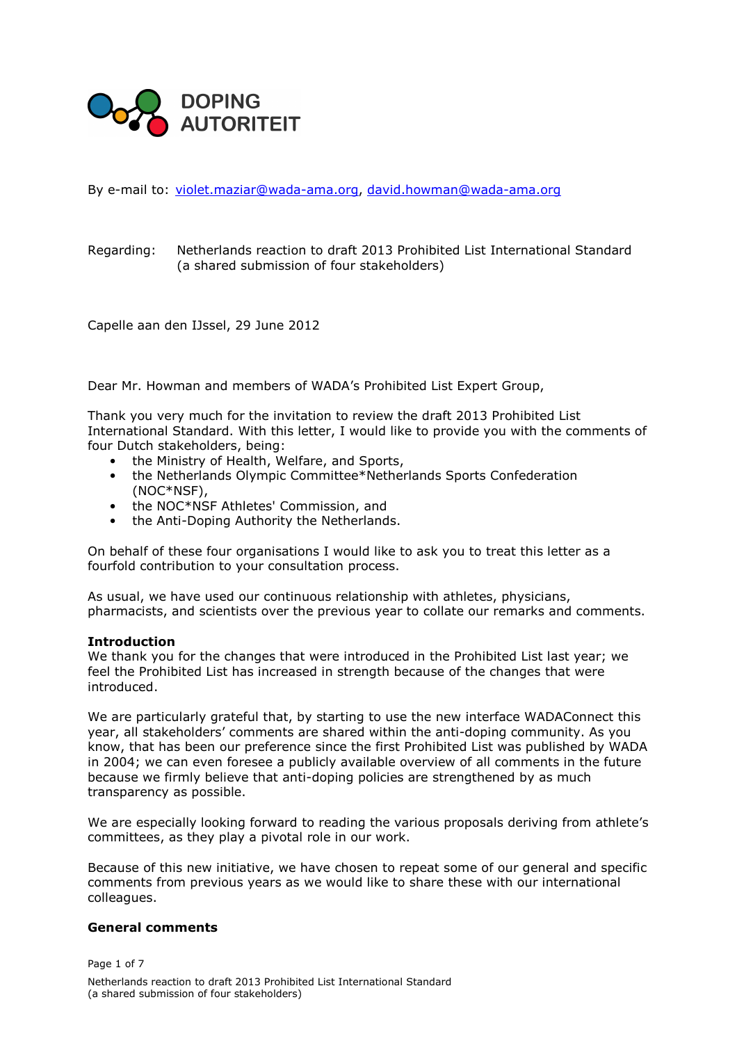DOPING AUTORITEIT

By e-mail to: violet.maziar@wada-ama.org, david.howman@wada-ama.org

Regarding: Netherlands reaction to draft 2013 Prohibited List International Standard (a shared submission of four stakeholders)

Capelle aan den IJssel, 29 June 2012

Dear Mr. Howman and members of WADA's Prohibited List Expert Group,

Thank you very much for the invitation to review the draft 2013 Prohibited List International Standard. With this letter, I would like to provide you with the comments of four Dutch stakeholders, being:

- the Ministry of Health, Welfare, and Sports,
- the Netherlands Olympic Committee*Netherlands Sports Confederation (NOC*NSF),
- the NOC*NSF Athletes' Commission, and
- the Anti-Doping Authority the Netherlands.

On behalf of these four organisations I would like to ask you to treat this letter as a fourfold contribution to your consultation process.

As usual, we have used our continuous relationship with athletes, physicians, pharmacists, and scientists over the previous year to collate our remarks and comments.

**Introduction**

We thank you for the changes that were introduced in the Prohibited List last year; we feel the Prohibited List has increased in strength because of the changes that were introduced.

We are particularly grateful that, by starting to use the new interface WADAConnect this year, all stakeholders' comments are shared within the anti-doping community. As you know, that has been our preference since the first Prohibited List was published by WADA in 2004; we can even foresee a publicly available overview of all comments in the future because we firmly believe that anti-doping policies are strengthened by as much transparency as possible.

We are especially looking forward to reading the various proposals deriving from athlete's committees, as they play a pivotal role in our work.

Because of this new initiative, we have chosen to repeat some of our general and specific comments from previous years as we would like to share these with our international colleagues.

**General comments**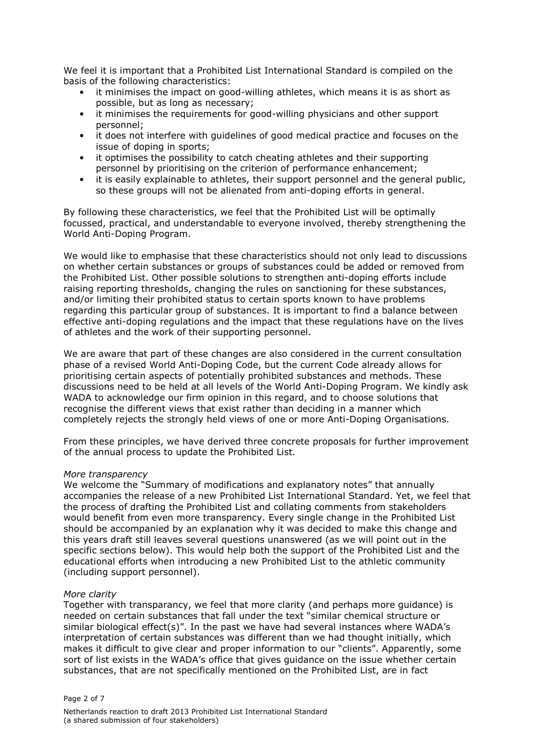We feel it is important that a Prohibited List International Standard is compiled on the basis of the following characteristics:

- it minimises the impact on good-willing athletes, which means it is as short as possible, but as long as necessary;
- it minimises the requirements for good-willing physicians and other support personnel;
- it does not interfere with guidelines of good medical practice and focuses on the issue of doping in sports;
- it optimises the possibility to catch cheating athletes and their supporting personnel by prioritising on the criterion of performance enhancement;
- it is easily explainable to athletes, their support personnel and the general public, so these groups will not be alienated from anti-doping efforts in general.

By following these characteristics, we feel that the Prohibited List will be optimally focussed, practical, and understandable to everyone involved, thereby strengthening the World Anti-Doping Program.

We would like to emphasise that these characteristics should not only lead to discussions on whether certain substances or groups of substances could be added or removed from the Prohibited List. Other possible solutions to strengthen anti-doping efforts include raising reporting thresholds, changing the rules on sanctioning for these substances, and/or limiting their prohibited status to certain sports known to have problems regarding this particular group of substances. It is important to find a balance between effective anti-doping regulations and the impact that these regulations have on the lives of athletes and the work of their supporting personnel.

We are aware that part of these changes are also considered in the current consultation phase of a revised World Anti-Doping Code, but the current Code already allows for prioritising certain aspects of potentially prohibited substances and methods. These discussions need to be held at all levels of the World Anti-Doping Program. We kindly ask WADA to acknowledge our firm opinion in this regard, and to choose solutions that recognise the different views that exist rather than deciding in a manner which completely rejects the strongly held views of one or more Anti-Doping Organisations.

From these principles, we have derived three concrete proposals for further improvement of the annual process to update the Prohibited List.

*More transparency*

We welcome the "Summary of modifications and explanatory notes" that annually accompanies the release of a new Prohibited List International Standard. Yet, we feel that the process of drafting the Prohibited List and collating comments from stakeholders would benefit from even more transparency. Every single change in the Prohibited List should be accompanied by an explanation why it was decided to make this change and this years draft still leaves several questions unanswered (as we will point out in the specific sections below). This would help both the support of the Prohibited List and the educational efforts when introducing a new Prohibited List to the athletic community (including support personnel).

*More clarity*

Together with transparancy, we feel that more clarity (and perhaps more guidance) is needed on certain substances that fall under the text "similar chemical structure or similar biological effect(s)". In the past we have had several instances where WADA's interpretation of certain substances was different than we had thought initially, which makes it difficult to give clear and proper information to our "clients". Apparently, some sort of list exists in the WADA's office that gives guidance on the issue whether certain substances, that are not specifically mentioned on the Prohibited List, are in fact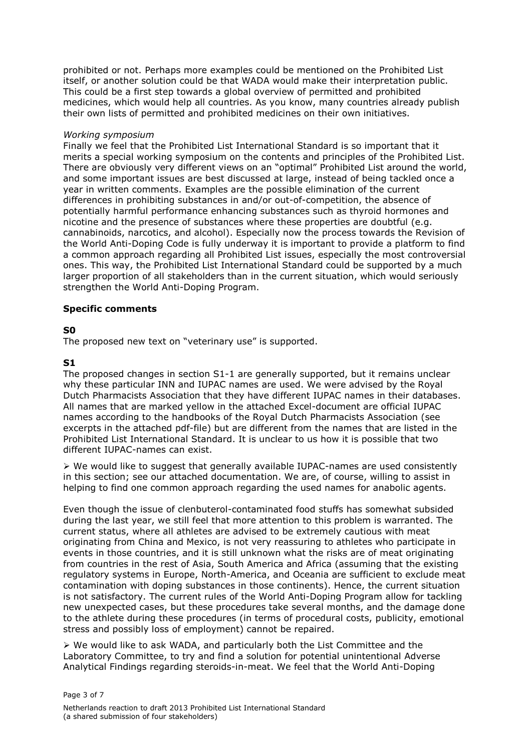prohibited or not. Perhaps more examples could be mentioned on the Prohibited List itself, or another solution could be that WADA would make their interpretation public. This could be a first step towards a global overview of permitted and prohibited medicines, which would help all countries. As you know, many countries already publish their own lists of permitted and prohibited medicines on their own initiatives.

*Working symposium*

Finally we feel that the Prohibited List International Standard is so important that it merits a special working symposium on the contents and principles of the Prohibited List. There are obviously very different views on an "optimal" Prohibited List around the world, and some important issues are best discussed at large, instead of being tackled once a year in written comments. Examples are the possible elimination of the current differences in prohibiting substances in and/or out-of-competition, the absence of potentially harmful performance enhancing substances such as thyroid hormones and nicotine and the presence of substances where these properties are doubtful (e.g. cannabinoids, narcotics, and alcohol). Especially now the process towards the Revision of the World Anti-Doping Code is fully underway it is important to provide a platform to find a common approach regarding all Prohibited List issues, especially the most controversial ones. This way, the Prohibited List International Standard could be supported by a much larger proportion of all stakeholders than in the current situation, which would seriously strengthen the World Anti-Doping Program.

**Specific comments**

**S0**

The proposed new text on "veterinary use" is supported.

**S1**

The proposed changes in section S1-1 are generally supported, but it remains unclear why these particular INN and IUPAC names are used. We were advised by the Royal Dutch Pharmacists Association that they have different IUPAC names in their databases. All names that are marked yellow in the attached Excel-document are official IUPAC names according to the handbooks of the Royal Dutch Pharmacists Association (see excerpts in the attached pdf-file) but are different from the names that are listed in the Prohibited List International Standard. It is unclear to us how it is possible that two different IUPAC-names can exist.

➢ We would like to suggest that generally available IUPAC-names are used consistently in this section; see our attached documentation. We are, of course, willing to assist in helping to find one common approach regarding the used names for anabolic agents.

Even though the issue of clenbuterol-contaminated food stuffs has somewhat subsided during the last year, we still feel that more attention to this problem is warranted. The current status, where all athletes are advised to be extremely cautious with meat originating from China and Mexico, is not very reassuring to athletes who participate in events in those countries, and it is still unknown what the risks are of meat originating from countries in the rest of Asia, South America and Africa (assuming that the existing regulatory systems in Europe, North-America, and Oceania are sufficient to exclude meat contamination with doping substances in those continents). Hence, the current situation is not satisfactory. The current rules of the World Anti-Doping Program allow for tackling new unexpected cases, but these procedures take several months, and the damage done to the athlete during these procedures (in terms of procedural costs, publicity, emotional stress and possibly loss of employment) cannot be repaired.

➢ We would like to ask WADA, and particularly both the List Committee and the Laboratory Committee, to try and find a solution for potential unintentional Adverse Analytical Findings regarding steroids-in-meat. We feel that the World Anti-Doping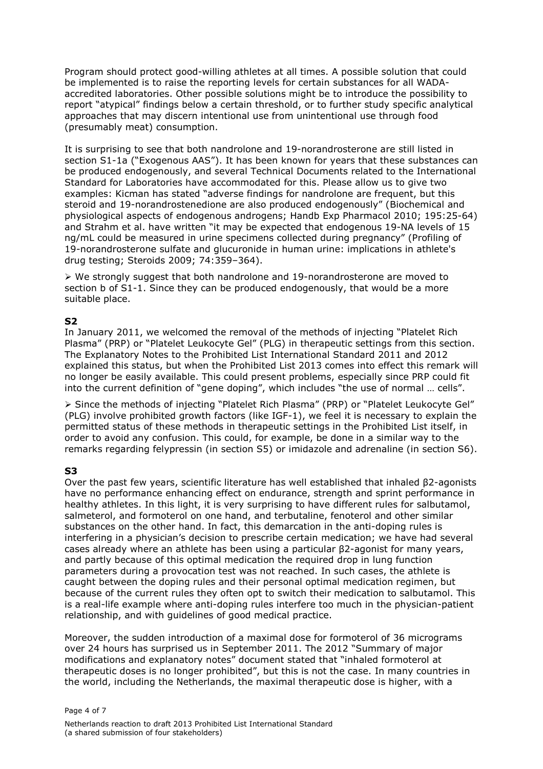Program should protect good-willing athletes at all times. A possible solution that could be implemented is to raise the reporting levels for certain substances for all WADA-accredited laboratories. Other possible solutions might be to introduce the possibility to report "atypical" findings below a certain threshold, or to further study specific analytical approaches that may discern intentional use from unintentional use through food (presumably meat) consumption.

It is surprising to see that both nandrolone and 19-norandrosterone are still listed in section S1-1a ("Exogenous AAS"). It has been known for years that these substances can be produced endogenously, and several Technical Documents related to the International Standard for Laboratories have accommodated for this. Please allow us to give two examples: Kicman has stated "adverse findings for nandrolone are frequent, but this steroid and 19-norandrostenedione are also produced endogenously" (Biochemical and physiological aspects of endogenous androgens; Handb Exp Pharmacol 2010; 195:25-64) and Strahm et al. have written "it may be expected that endogenous 19-NA levels of 15 ng/mL could be measured in urine specimens collected during pregnancy" (Profiling of 19-norandrosterone sulfate and glucuronide in human urine: implications in athlete's drug testing; Steroids 2009; 74:359–364).

➢ We strongly suggest that both nandrolone and 19-norandrosterone are moved to section b of S1-1. Since they can be produced endogenously, that would be a more suitable place.

**S2**

In January 2011, we welcomed the removal of the methods of injecting "Platelet Rich Plasma" (PRP) or "Platelet Leukocyte Gel" (PLG) in therapeutic settings from this section. The Explanatory Notes to the Prohibited List International Standard 2011 and 2012 explained this status, but when the Prohibited List 2013 comes into effect this remark will no longer be easily available. This could present problems, especially since PRP could fit into the current definition of "gene doping", which includes "the use of normal … cells".

➢ Since the methods of injecting "Platelet Rich Plasma" (PRP) or "Platelet Leukocyte Gel" (PLG) involve prohibited growth factors (like IGF-1), we feel it is necessary to explain the permitted status of these methods in therapeutic settings in the Prohibited List itself, in order to avoid any confusion. This could, for example, be done in a similar way to the remarks regarding felypressin (in section S5) or imidazole and adrenaline (in section S6).

**S3**

Over the past few years, scientific literature has well established that inhaled β2-agonists have no performance enhancing effect on endurance, strength and sprint performance in healthy athletes. In this light, it is very surprising to have different rules for salbutamol, salmeterol, and formoterol on one hand, and terbutaline, fenoterol and other similar substances on the other hand. In fact, this demarcation in the anti-doping rules is interfering in a physician's decision to prescribe certain medication; we have had several cases already where an athlete has been using a particular β2-agonist for many years, and partly because of this optimal medication the required drop in lung function parameters during a provocation test was not reached. In such cases, the athlete is caught between the doping rules and their personal optimal medication regimen, but because of the current rules they often opt to switch their medication to salbutamol. This is a real-life example where anti-doping rules interfere too much in the physician-patient relationship, and with guidelines of good medical practice.

Moreover, the sudden introduction of a maximal dose for formoterol of 36 micrograms over 24 hours has surprised us in September 2011. The 2012 "Summary of major modifications and explanatory notes" document stated that "inhaled formoterol at therapeutic doses is no longer prohibited", but this is not the case. In many countries in the world, including the Netherlands, the maximal therapeutic dose is higher, with a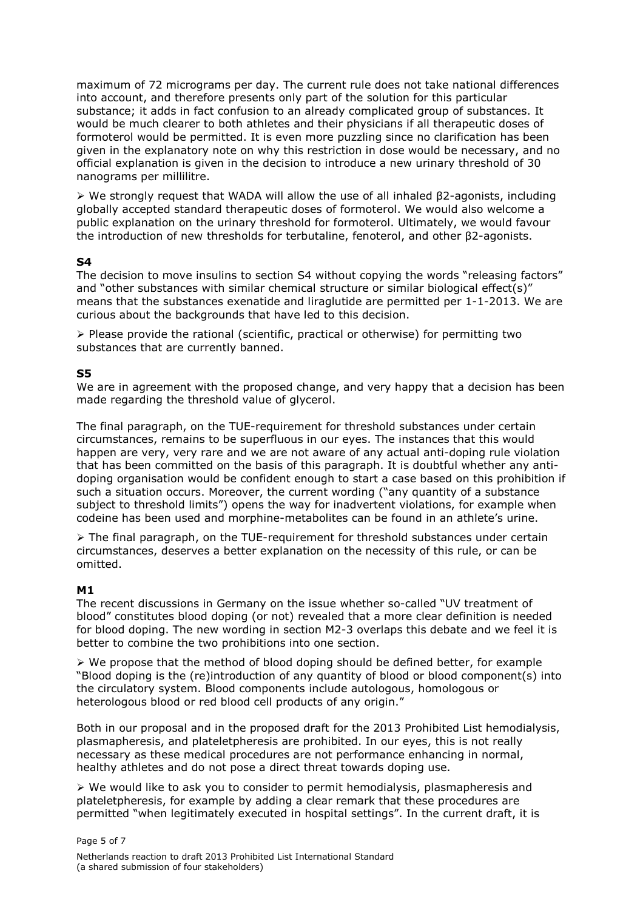maximum of 72 micrograms per day. The current rule does not take national differences into account, and therefore presents only part of the solution for this particular substance; it adds in fact confusion to an already complicated group of substances. It would be much clearer to both athletes and their physicians if all therapeutic doses of formoterol would be permitted. It is even more puzzling since no clarification has been given in the explanatory note on why this restriction in dose would be necessary, and no official explanation is given in the decision to introduce a new urinary threshold of 30 nanograms per millilitre.

➢ We strongly request that WADA will allow the use of all inhaled β2-agonists, including globally accepted standard therapeutic doses of formoterol. We would also welcome a public explanation on the urinary threshold for formoterol. Ultimately, we would favour the introduction of new thresholds for terbutaline, fenoterol, and other β2-agonists.

### S4

The decision to move insulins to section S4 without copying the words "releasing factors" and "other substances with similar chemical structure or similar biological effect(s)" means that the substances exenatide and liraglutide are permitted per 1-1-2013. We are curious about the backgrounds that have led to this decision.

➢ Please provide the rational (scientific, practical or otherwise) for permitting two substances that are currently banned.

### S5

We are in agreement with the proposed change, and very happy that a decision has been made regarding the threshold value of glycerol.

The final paragraph, on the TUE-requirement for threshold substances under certain circumstances, remains to be superfluous in our eyes. The instances that this would happen are very, very rare and we are not aware of any actual anti-doping rule violation that has been committed on the basis of this paragraph. It is doubtful whether any anti-doping organisation would be confident enough to start a case based on this prohibition if such a situation occurs. Moreover, the current wording ("any quantity of a substance subject to threshold limits") opens the way for inadvertent violations, for example when codeine has been used and morphine-metabolites can be found in an athlete's urine.

➢ The final paragraph, on the TUE-requirement for threshold substances under certain circumstances, deserves a better explanation on the necessity of this rule, or can be omitted.

### M1

The recent discussions in Germany on the issue whether so-called "UV treatment of blood" constitutes blood doping (or not) revealed that a more clear definition is needed for blood doping. The new wording in section M2-3 overlaps this debate and we feel it is better to combine the two prohibitions into one section.

➢ We propose that the method of blood doping should be defined better, for example "Blood doping is the (re)introduction of any quantity of blood or blood component(s) into the circulatory system. Blood components include autologous, homologous or heterologous blood or red blood cell products of any origin."

Both in our proposal and in the proposed draft for the 2013 Prohibited List hemodialysis, plasmapheresis, and plateletpheresis are prohibited. In our eyes, this is not really necessary as these medical procedures are not performance enhancing in normal, healthy athletes and do not pose a direct threat towards doping use.

➢ We would like to ask you to consider to permit hemodialysis, plasmapheresis and plateletpheresis, for example by adding a clear remark that these procedures are permitted "when legitimately executed in hospital settings". In the current draft, it is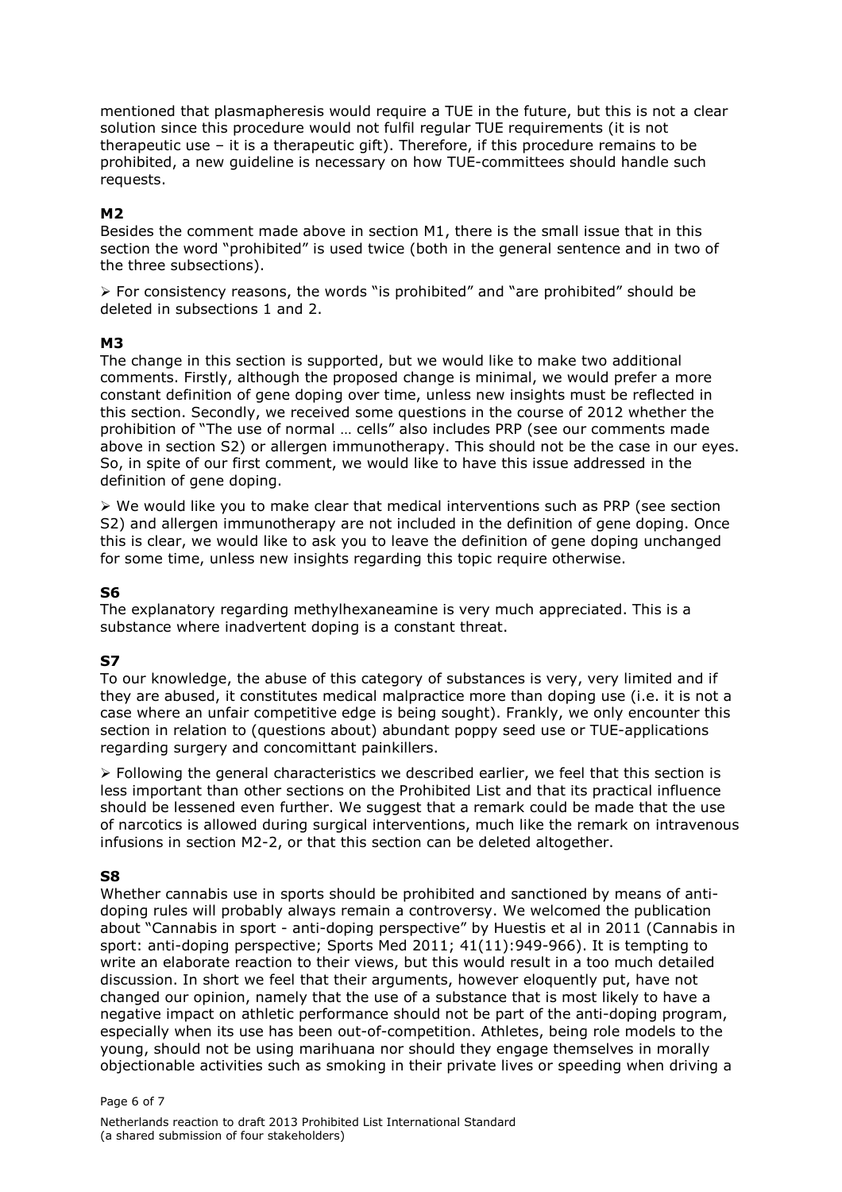mentioned that plasmapheresis would require a TUE in the future, but this is not a clear solution since this procedure would not fulfil regular TUE requirements (it is not therapeutic use – it is a therapeutic gift). Therefore, if this procedure remains to be prohibited, a new guideline is necessary on how TUE-committees should handle such requests.

**M2**

Besides the comment made above in section M1, there is the small issue that in this section the word "prohibited" is used twice (both in the general sentence and in two of the three subsections).

➢ For consistency reasons, the words "is prohibited" and "are prohibited" should be deleted in subsections 1 and 2.

**M3**

The change in this section is supported, but we would like to make two additional comments. Firstly, although the proposed change is minimal, we would prefer a more constant definition of gene doping over time, unless new insights must be reflected in this section. Secondly, we received some questions in the course of 2012 whether the prohibition of "The use of normal … cells" also includes PRP (see our comments made above in section S2) or allergen immunotherapy. This should not be the case in our eyes. So, in spite of our first comment, we would like to have this issue addressed in the definition of gene doping.

➢ We would like you to make clear that medical interventions such as PRP (see section S2) and allergen immunotherapy are not included in the definition of gene doping. Once this is clear, we would like to ask you to leave the definition of gene doping unchanged for some time, unless new insights regarding this topic require otherwise.

**S6**

The explanatory regarding methylhexaneamine is very much appreciated. This is a substance where inadvertent doping is a constant threat.

**S7**

To our knowledge, the abuse of this category of substances is very, very limited and if they are abused, it constitutes medical malpractice more than doping use (i.e. it is not a case where an unfair competitive edge is being sought). Frankly, we only encounter this section in relation to (questions about) abundant poppy seed use or TUE-applications regarding surgery and concomittant painkillers.

➢ Following the general characteristics we described earlier, we feel that this section is less important than other sections on the Prohibited List and that its practical influence should be lessened even further. We suggest that a remark could be made that the use of narcotics is allowed during surgical interventions, much like the remark on intravenous infusions in section M2-2, or that this section can be deleted altogether.

**S8**

Whether cannabis use in sports should be prohibited and sanctioned by means of anti-doping rules will probably always remain a controversy. We welcomed the publication about "Cannabis in sport - anti-doping perspective" by Huestis et al in 2011 (Cannabis in sport: anti-doping perspective; Sports Med 2011; 41(11):949-966). It is tempting to write an elaborate reaction to their views, but this would result in a too much detailed discussion. In short we feel that their arguments, however eloquently put, have not changed our opinion, namely that the use of a substance that is most likely to have a negative impact on athletic performance should not be part of the anti-doping program, especially when its use has been out-of-competition. Athletes, being role models to the young, should not be using marihuana nor should they engage themselves in morally objectionable activities such as smoking in their private lives or speeding when driving a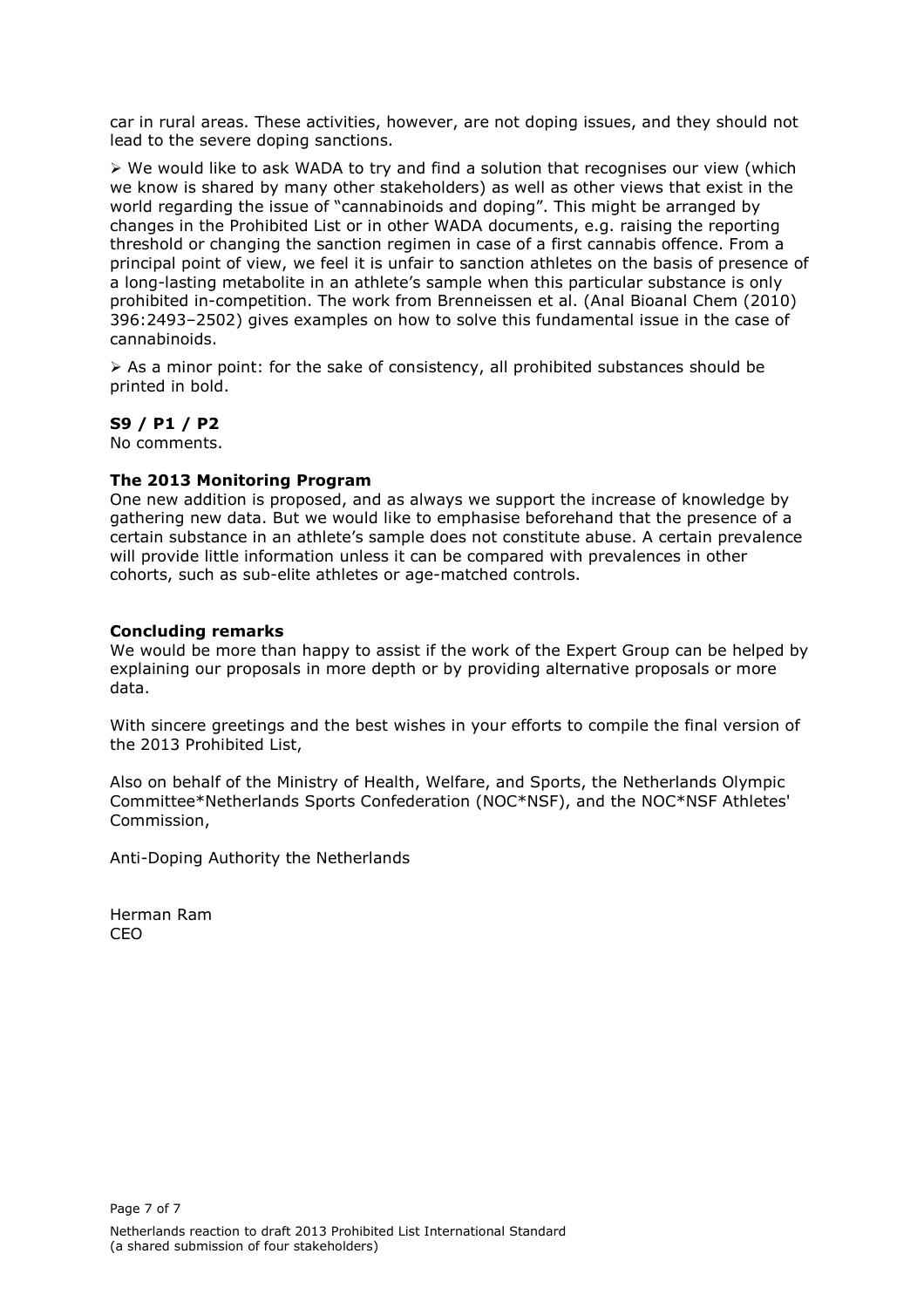car in rural areas. These activities, however, are not doping issues, and they should not lead to the severe doping sanctions.

➢ We would like to ask WADA to try and find a solution that recognises our view (which we know is shared by many other stakeholders) as well as other views that exist in the world regarding the issue of "cannabinoids and doping". This might be arranged by changes in the Prohibited List or in other WADA documents, e.g. raising the reporting threshold or changing the sanction regimen in case of a first cannabis offence. From a principal point of view, we feel it is unfair to sanction athletes on the basis of presence of a long-lasting metabolite in an athlete's sample when this particular substance is only prohibited in-competition. The work from Brenneissen et al. (Anal Bioanal Chem (2010) 396:2493–2502) gives examples on how to solve this fundamental issue in the case of cannabinoids.

➢ As a minor point: for the sake of consistency, all prohibited substances should be printed in bold.

**S9 / P1 / P2**

No comments.

**The 2013 Monitoring Program**

One new addition is proposed, and as always we support the increase of knowledge by gathering new data. But we would like to emphasise beforehand that the presence of a certain substance in an athlete's sample does not constitute abuse. A certain prevalence will provide little information unless it can be compared with prevalences in other cohorts, such as sub-elite athletes or age-matched controls.

**Concluding remarks**

We would be more than happy to assist if the work of the Expert Group can be helped by explaining our proposals in more depth or by providing alternative proposals or more data.

With sincere greetings and the best wishes in your efforts to compile the final version of the 2013 Prohibited List,

Also on behalf of the Ministry of Health, Welfare, and Sports, the Netherlands Olympic Committee*Netherlands Sports Confederation (NOC*NSF), and the NOC*NSF Athletes' Commission,

Anti-Doping Authority the Netherlands

Herman Ram
CEO